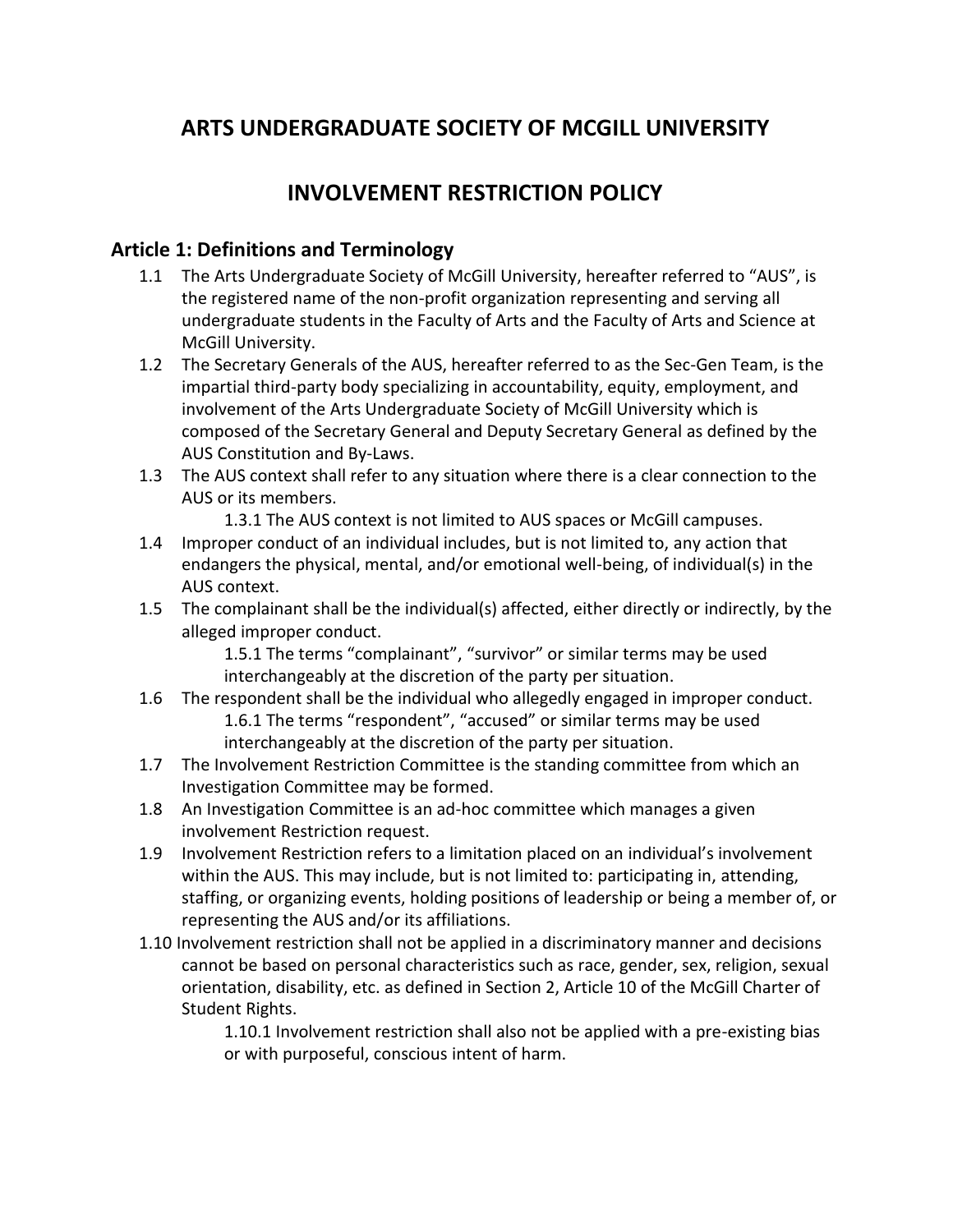# ARTS UNDERGRADUATE SOCIETY OF MCGILL UNIVERSITY

# INVOLVEMENT RESTRICTION POLICY

## Article 1: Definitions and Terminology

1.1 The Arts Undergraduate Society of McGill University, hereafter referred to "AUS", is the registered name of the non-profit organization representing and serving all undergraduate students in the Faculty of Arts and the Faculty of Arts and Science at McGill University.

1.2 The Secretary Generals of the AUS, hereafter referred to as the Sec-Gen Team, is the impartial third-party body specializing in accountability, equity, employment, and involvement of the Arts Undergraduate Society of McGill University which is composed of the Secretary General and Deputy Secretary General as defined by the AUS Constitution and By-Laws.

1.3 The AUS context shall refer to any situation where there is a clear connection to the AUS or its members.

> 1.3.1 The AUS context is not limited to AUS spaces or McGill campuses.

1.4 Improper conduct of an individual includes, but is not limited to, any action that endangers the physical, mental, and/or emotional well-being, of individual(s) in the AUS context.

1.5 The complainant shall be the individual(s) affected, either directly or indirectly, by the alleged improper conduct.

> 1.5.1 The terms "complainant", "survivor" or similar terms may be used interchangeably at the discretion of the party per situation.

1.6 The respondent shall be the individual who allegedly engaged in improper conduct.

> 1.6.1 The terms "respondent", "accused" or similar terms may be used interchangeably at the discretion of the party per situation.

1.7 The Involvement Restriction Committee is the standing committee from which an Investigation Committee may be formed.

1.8 An Investigation Committee is an ad-hoc committee which manages a given involvement Restriction request.

1.9 Involvement Restriction refers to a limitation placed on an individual's involvement within the AUS. This may include, but is not limited to: participating in, attending, staffing, or organizing events, holding positions of leadership or being a member of, or representing the AUS and/or its affiliations.

1.10 Involvement restriction shall not be applied in a discriminatory manner and decisions cannot be based on personal characteristics such as race, gender, sex, religion, sexual orientation, disability, etc. as defined in Section 2, Article 10 of the McGill Charter of Student Rights.

> 1.10.1 Involvement restriction shall also not be applied with a pre-existing bias or with purposeful, conscious intent of harm.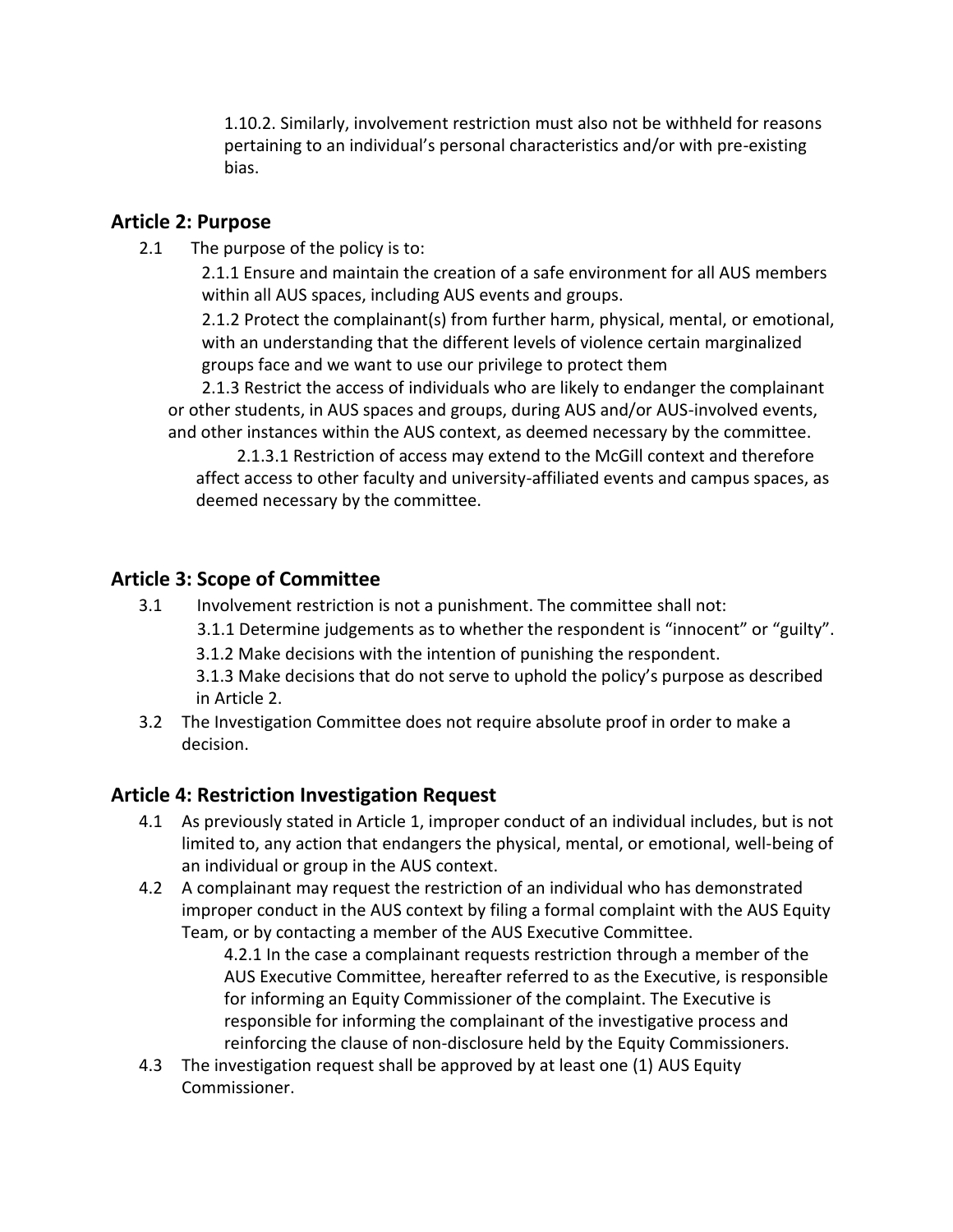1.10.2. Similarly, involvement restriction must also not be withheld for reasons pertaining to an individual's personal characteristics and/or with pre-existing bias.

## Article 2: Purpose

2.1 The purpose of the policy is to:

2.1.1 Ensure and maintain the creation of a safe environment for all AUS members within all AUS spaces, including AUS events and groups.

2.1.2 Protect the complainant(s) from further harm, physical, mental, or emotional, with an understanding that the different levels of violence certain marginalized groups face and we want to use our privilege to protect them

2.1.3 Restrict the access of individuals who are likely to endanger the complainant or other students, in AUS spaces and groups, during AUS and/or AUS-involved events, and other instances within the AUS context, as deemed necessary by the committee.

2.1.3.1 Restriction of access may extend to the McGill context and therefore affect access to other faculty and university-affiliated events and campus spaces, as deemed necessary by the committee.

## Article 3: Scope of Committee

3.1 Involvement restriction is not a punishment. The committee shall not:

3.1.1 Determine judgements as to whether the respondent is "innocent" or "guilty".

3.1.2 Make decisions with the intention of punishing the respondent.

3.1.3 Make decisions that do not serve to uphold the policy's purpose as described in Article 2.

3.2 The Investigation Committee does not require absolute proof in order to make a decision.

## Article 4: Restriction Investigation Request

4.1 As previously stated in Article 1, improper conduct of an individual includes, but is not limited to, any action that endangers the physical, mental, or emotional, well-being of an individual or group in the AUS context.

4.2 A complainant may request the restriction of an individual who has demonstrated improper conduct in the AUS context by filing a formal complaint with the AUS Equity Team, or by contacting a member of the AUS Executive Committee.

4.2.1 In the case a complainant requests restriction through a member of the AUS Executive Committee, hereafter referred to as the Executive, is responsible for informing an Equity Commissioner of the complaint. The Executive is responsible for informing the complainant of the investigative process and reinforcing the clause of non-disclosure held by the Equity Commissioners.

4.3 The investigation request shall be approved by at least one (1) AUS Equity Commissioner.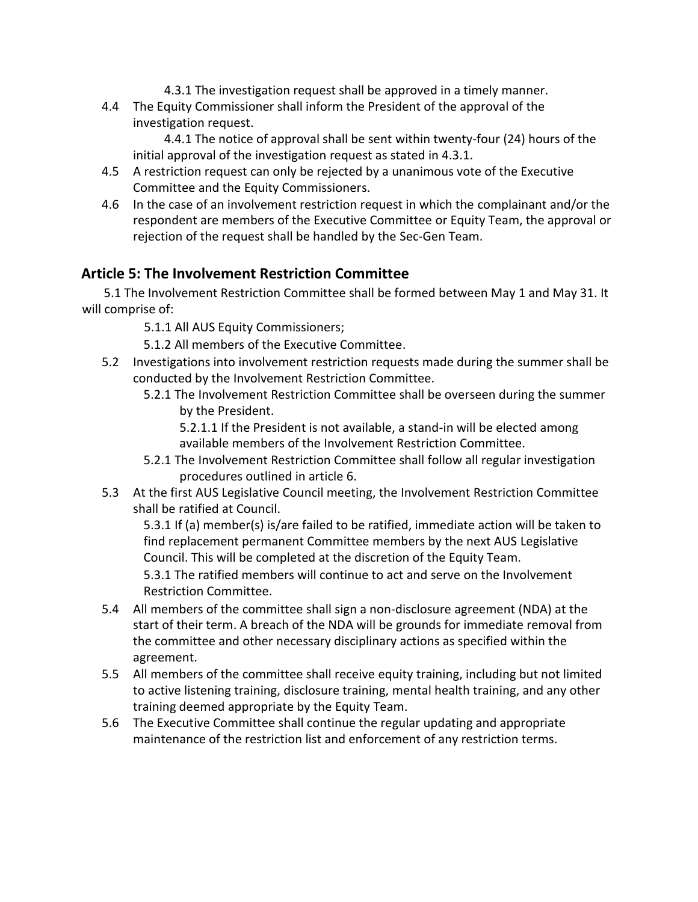4.3.1 The investigation request shall be approved in a timely manner.

4.4 The Equity Commissioner shall inform the President of the approval of the investigation request.

4.4.1 The notice of approval shall be sent within twenty-four (24) hours of the initial approval of the investigation request as stated in 4.3.1.

4.5 A restriction request can only be rejected by a unanimous vote of the Executive Committee and the Equity Commissioners.

4.6 In the case of an involvement restriction request in which the complainant and/or the respondent are members of the Executive Committee or Equity Team, the approval or rejection of the request shall be handled by the Sec-Gen Team.

## Article 5: The Involvement Restriction Committee

5.1 The Involvement Restriction Committee shall be formed between May 1 and May 31. It will comprise of:

5.1.1 All AUS Equity Commissioners;

5.1.2 All members of the Executive Committee.

5.2 Investigations into involvement restriction requests made during the summer shall be conducted by the Involvement Restriction Committee.

5.2.1 The Involvement Restriction Committee shall be overseen during the summer by the President.

5.2.1.1 If the President is not available, a stand-in will be elected among available members of the Involvement Restriction Committee.

5.2.1 The Involvement Restriction Committee shall follow all regular investigation procedures outlined in article 6.

5.3 At the first AUS Legislative Council meeting, the Involvement Restriction Committee shall be ratified at Council.

5.3.1 If (a) member(s) is/are failed to be ratified, immediate action will be taken to find replacement permanent Committee members by the next AUS Legislative Council. This will be completed at the discretion of the Equity Team.

5.3.1 The ratified members will continue to act and serve on the Involvement Restriction Committee.

5.4 All members of the committee shall sign a non-disclosure agreement (NDA) at the start of their term. A breach of the NDA will be grounds for immediate removal from the committee and other necessary disciplinary actions as specified within the agreement.

5.5 All members of the committee shall receive equity training, including but not limited to active listening training, disclosure training, mental health training, and any other training deemed appropriate by the Equity Team.

5.6 The Executive Committee shall continue the regular updating and appropriate maintenance of the restriction list and enforcement of any restriction terms.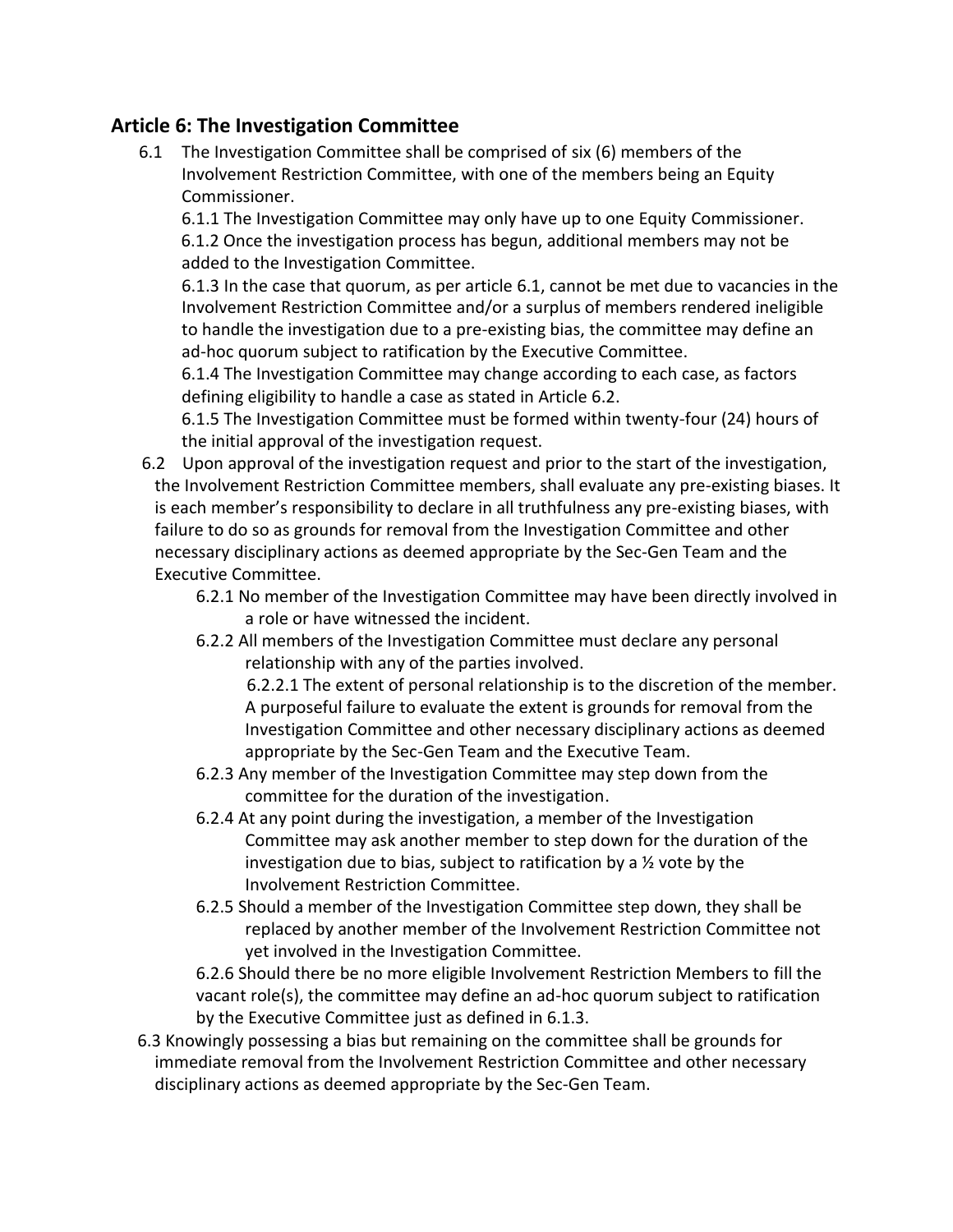## Article 6: The Investigation Committee

6.1 The Investigation Committee shall be comprised of six (6) members of the Involvement Restriction Committee, with one of the members being an Equity Commissioner.

6.1.1 The Investigation Committee may only have up to one Equity Commissioner.

6.1.2 Once the investigation process has begun, additional members may not be added to the Investigation Committee.

6.1.3 In the case that quorum, as per article 6.1, cannot be met due to vacancies in the Involvement Restriction Committee and/or a surplus of members rendered ineligible to handle the investigation due to a pre-existing bias, the committee may define an ad-hoc quorum subject to ratification by the Executive Committee.

6.1.4 The Investigation Committee may change according to each case, as factors defining eligibility to handle a case as stated in Article 6.2.

6.1.5 The Investigation Committee must be formed within twenty-four (24) hours of the initial approval of the investigation request.

6.2 Upon approval of the investigation request and prior to the start of the investigation, the Involvement Restriction Committee members, shall evaluate any pre-existing biases. It is each member's responsibility to declare in all truthfulness any pre-existing biases, with failure to do so as grounds for removal from the Investigation Committee and other necessary disciplinary actions as deemed appropriate by the Sec-Gen Team and the Executive Committee.

6.2.1 No member of the Investigation Committee may have been directly involved in a role or have witnessed the incident.

6.2.2 All members of the Investigation Committee must declare any personal relationship with any of the parties involved.

6.2.2.1 The extent of personal relationship is to the discretion of the member. A purposeful failure to evaluate the extent is grounds for removal from the Investigation Committee and other necessary disciplinary actions as deemed appropriate by the Sec-Gen Team and the Executive Team.

6.2.3 Any member of the Investigation Committee may step down from the committee for the duration of the investigation.

6.2.4 At any point during the investigation, a member of the Investigation Committee may ask another member to step down for the duration of the investigation due to bias, subject to ratification by a ½ vote by the Involvement Restriction Committee.

6.2.5 Should a member of the Investigation Committee step down, they shall be replaced by another member of the Involvement Restriction Committee not yet involved in the Investigation Committee.

6.2.6 Should there be no more eligible Involvement Restriction Members to fill the vacant role(s), the committee may define an ad-hoc quorum subject to ratification by the Executive Committee just as defined in 6.1.3.

6.3 Knowingly possessing a bias but remaining on the committee shall be grounds for immediate removal from the Involvement Restriction Committee and other necessary disciplinary actions as deemed appropriate by the Sec-Gen Team.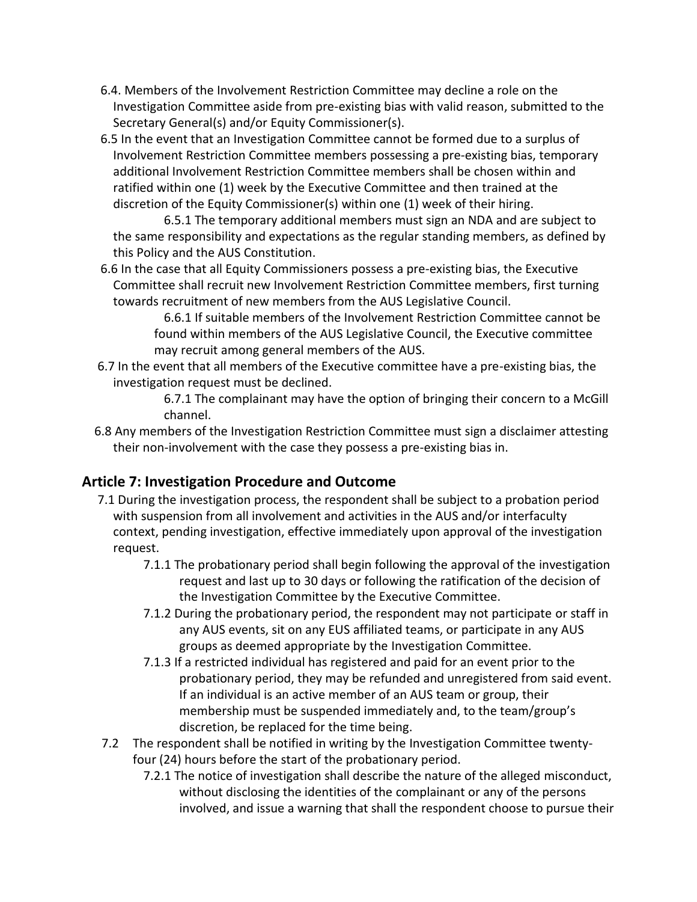6.4. Members of the Involvement Restriction Committee may decline a role on the Investigation Committee aside from pre-existing bias with valid reason, submitted to the Secretary General(s) and/or Equity Commissioner(s).

6.5 In the event that an Investigation Committee cannot be formed due to a surplus of Involvement Restriction Committee members possessing a pre-existing bias, temporary additional Involvement Restriction Committee members shall be chosen within and ratified within one (1) week by the Executive Committee and then trained at the discretion of the Equity Commissioner(s) within one (1) week of their hiring.

- 6.5.1 The temporary additional members must sign an NDA and are subject to the same responsibility and expectations as the regular standing members, as defined by this Policy and the AUS Constitution.

6.6 In the case that all Equity Commissioners possess a pre-existing bias, the Executive Committee shall recruit new Involvement Restriction Committee members, first turning towards recruitment of new members from the AUS Legislative Council.

- 6.6.1 If suitable members of the Involvement Restriction Committee cannot be found within members of the AUS Legislative Council, the Executive committee may recruit among general members of the AUS.

6.7 In the event that all members of the Executive committee have a pre-existing bias, the investigation request must be declined.

- 6.7.1 The complainant may have the option of bringing their concern to a McGill channel.

6.8 Any members of the Investigation Restriction Committee must sign a disclaimer attesting their non-involvement with the case they possess a pre-existing bias in.

## Article 7: Investigation Procedure and Outcome

7.1 During the investigation process, the respondent shall be subject to a probation period with suspension from all involvement and activities in the AUS and/or interfaculty context, pending investigation, effective immediately upon approval of the investigation request.

- 7.1.1 The probationary period shall begin following the approval of the investigation request and last up to 30 days or following the ratification of the decision of the Investigation Committee by the Executive Committee.
- 7.1.2 During the probationary period, the respondent may not participate or staff in any AUS events, sit on any EUS affiliated teams, or participate in any AUS groups as deemed appropriate by the Investigation Committee.
- 7.1.3 If a restricted individual has registered and paid for an event prior to the probationary period, they may be refunded and unregistered from said event. If an individual is an active member of an AUS team or group, their membership must be suspended immediately and, to the team/group's discretion, be replaced for the time being.

7.2 The respondent shall be notified in writing by the Investigation Committee twenty-four (24) hours before the start of the probationary period.

- 7.2.1 The notice of investigation shall describe the nature of the alleged misconduct, without disclosing the identities of the complainant or any of the persons involved, and issue a warning that shall the respondent choose to pursue their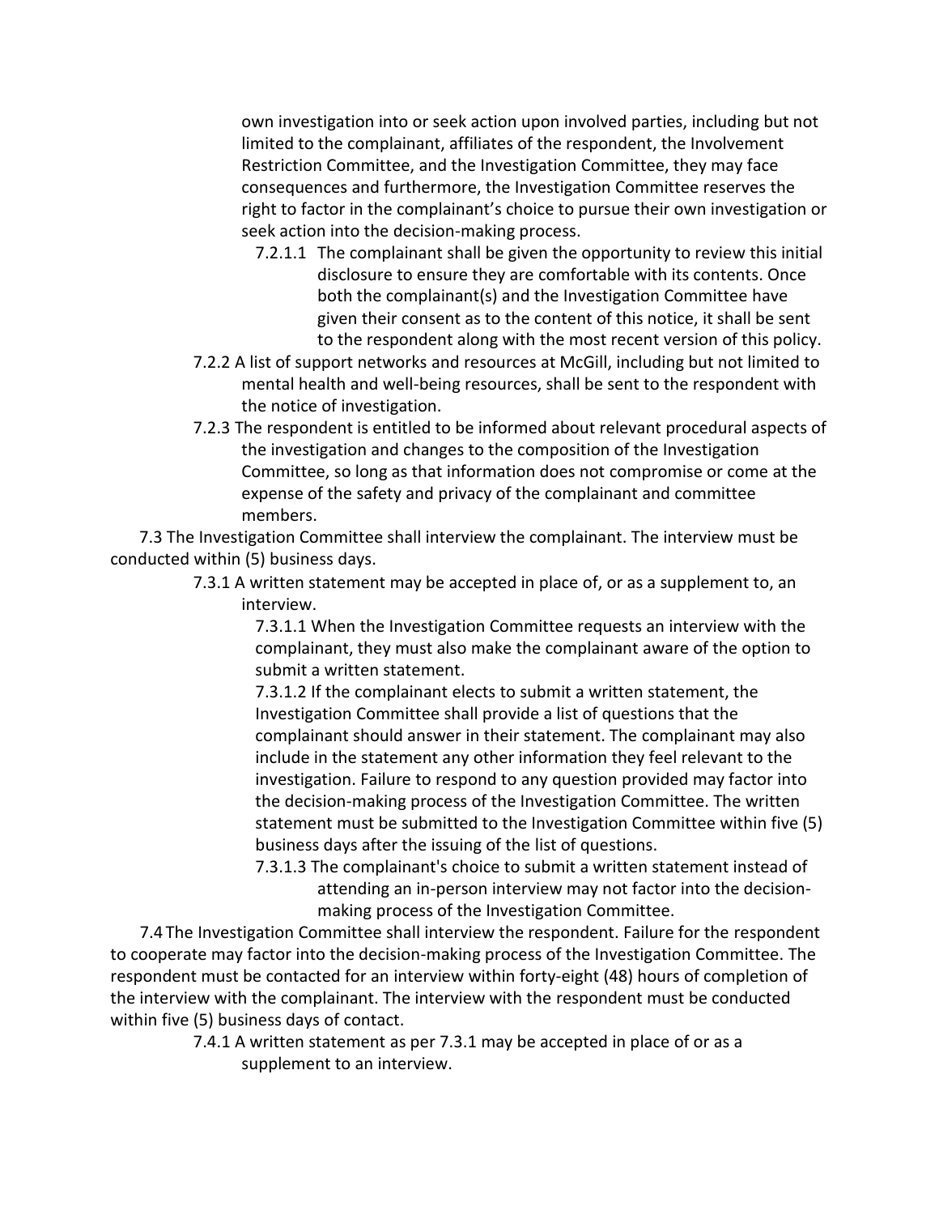own investigation into or seek action upon involved parties, including but not limited to the complainant, affiliates of the respondent, the Involvement Restriction Committee, and the Investigation Committee, they may face consequences and furthermore, the Investigation Committee reserves the right to factor in the complainant's choice to pursue their own investigation or seek action into the decision-making process.

7.2.1.1 The complainant shall be given the opportunity to review this initial disclosure to ensure they are comfortable with its contents. Once both the complainant(s) and the Investigation Committee have given their consent as to the content of this notice, it shall be sent to the respondent along with the most recent version of this policy.

7.2.2 A list of support networks and resources at McGill, including but not limited to mental health and well-being resources, shall be sent to the respondent with the notice of investigation.

7.2.3 The respondent is entitled to be informed about relevant procedural aspects of the investigation and changes to the composition of the Investigation Committee, so long as that information does not compromise or come at the expense of the safety and privacy of the complainant and committee members.

7.3 The Investigation Committee shall interview the complainant. The interview must be conducted within (5) business days.

7.3.1 A written statement may be accepted in place of, or as a supplement to, an interview.

7.3.1.1 When the Investigation Committee requests an interview with the complainant, they must also make the complainant aware of the option to submit a written statement.

7.3.1.2 If the complainant elects to submit a written statement, the Investigation Committee shall provide a list of questions that the complainant should answer in their statement. The complainant may also include in the statement any other information they feel relevant to the investigation. Failure to respond to any question provided may factor into the decision-making process of the Investigation Committee. The written statement must be submitted to the Investigation Committee within five (5) business days after the issuing of the list of questions.

7.3.1.3 The complainant's choice to submit a written statement instead of attending an in-person interview may not factor into the decision-making process of the Investigation Committee.

7.4 The Investigation Committee shall interview the respondent. Failure for the respondent to cooperate may factor into the decision-making process of the Investigation Committee. The respondent must be contacted for an interview within forty-eight (48) hours of completion of the interview with the complainant. The interview with the respondent must be conducted within five (5) business days of contact.

7.4.1 A written statement as per 7.3.1 may be accepted in place of or as a supplement to an interview.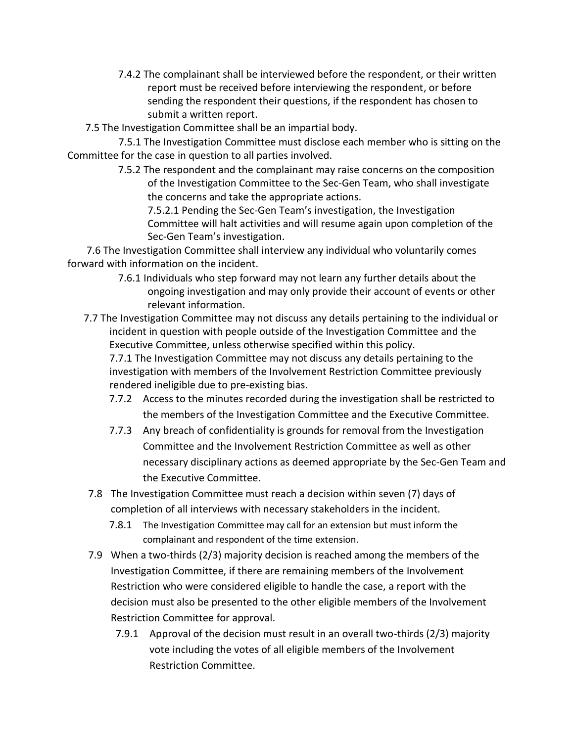- 7.4.2 The complainant shall be interviewed before the respondent, or their written report must be received before interviewing the respondent, or before sending the respondent their questions, if the respondent has chosen to submit a written report.

7.5 The Investigation Committee shall be an impartial body.

- 7.5.1 The Investigation Committee must disclose each member who is sitting on the Committee for the case in question to all parties involved.
- 7.5.2 The respondent and the complainant may raise concerns on the composition of the Investigation Committee to the Sec-Gen Team, who shall investigate the concerns and take the appropriate actions.
  - 7.5.2.1 Pending the Sec-Gen Team's investigation, the Investigation Committee will halt activities and will resume again upon completion of the Sec-Gen Team's investigation.

7.6 The Investigation Committee shall interview any individual who voluntarily comes forward with information on the incident.

- 7.6.1 Individuals who step forward may not learn any further details about the ongoing investigation and may only provide their account of events or other relevant information.

7.7 The Investigation Committee may not discuss any details pertaining to the individual or incident in question with people outside of the Investigation Committee and the Executive Committee, unless otherwise specified within this policy.

- 7.7.1 The Investigation Committee may not discuss any details pertaining to the investigation with members of the Involvement Restriction Committee previously rendered ineligible due to pre-existing bias.
- 7.7.2 Access to the minutes recorded during the investigation shall be restricted to the members of the Investigation Committee and the Executive Committee.
- 7.7.3 Any breach of confidentiality is grounds for removal from the Investigation Committee and the Involvement Restriction Committee as well as other necessary disciplinary actions as deemed appropriate by the Sec-Gen Team and the Executive Committee.

7.8 The Investigation Committee must reach a decision within seven (7) days of completion of all interviews with necessary stakeholders in the incident.

- 7.8.1 The Investigation Committee may call for an extension but must inform the complainant and respondent of the time extension.

7.9 When a two-thirds (2/3) majority decision is reached among the members of the Investigation Committee, if there are remaining members of the Involvement Restriction who were considered eligible to handle the case, a report with the decision must also be presented to the other eligible members of the Involvement Restriction Committee for approval.

- 7.9.1 Approval of the decision must result in an overall two-thirds (2/3) majority vote including the votes of all eligible members of the Involvement Restriction Committee.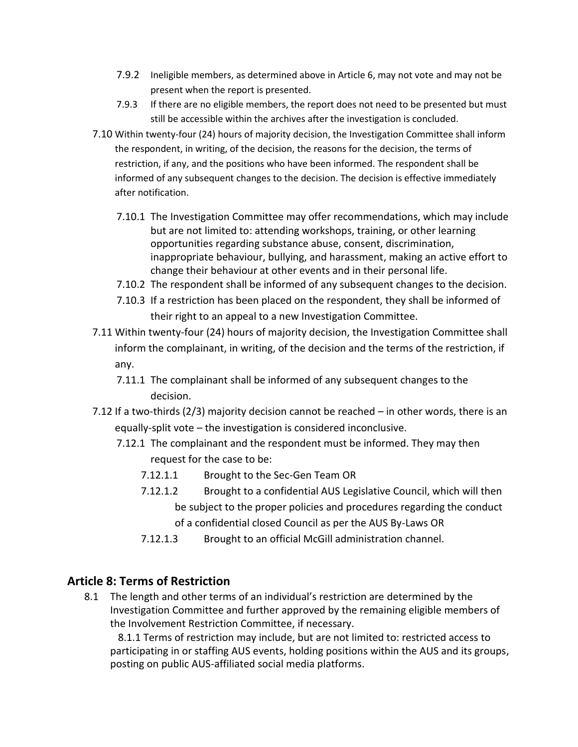- 7.9.2 Ineligible members, as determined above in Article 6, may not vote and may not be present when the report is presented.
- 7.9.3 If there are no eligible members, the report does not need to be presented but must still be accessible within the archives after the investigation is concluded.

7.10 Within twenty-four (24) hours of majority decision, the Investigation Committee shall inform the respondent, in writing, of the decision, the reasons for the decision, the terms of restriction, if any, and the positions who have been informed. The respondent shall be informed of any subsequent changes to the decision. The decision is effective immediately after notification.

- 7.10.1 The Investigation Committee may offer recommendations, which may include but are not limited to: attending workshops, training, or other learning opportunities regarding substance abuse, consent, discrimination, inappropriate behaviour, bullying, and harassment, making an active effort to change their behaviour at other events and in their personal life.
- 7.10.2 The respondent shall be informed of any subsequent changes to the decision.
- 7.10.3 If a restriction has been placed on the respondent, they shall be informed of their right to an appeal to a new Investigation Committee.

7.11 Within twenty-four (24) hours of majority decision, the Investigation Committee shall inform the complainant, in writing, of the decision and the terms of the restriction, if any.

- 7.11.1 The complainant shall be informed of any subsequent changes to the decision.

7.12 If a two-thirds (2/3) majority decision cannot be reached – in other words, there is an equally-split vote – the investigation is considered inconclusive.

- 7.12.1 The complainant and the respondent must be informed. They may then request for the case to be:
  - 7.12.1.1 Brought to the Sec-Gen Team OR
  - 7.12.1.2 Brought to a confidential AUS Legislative Council, which will then be subject to the proper policies and procedures regarding the conduct of a confidential closed Council as per the AUS By-Laws OR
  - 7.12.1.3 Brought to an official McGill administration channel.

## Article 8: Terms of Restriction

8.1 The length and other terms of an individual's restriction are determined by the Investigation Committee and further approved by the remaining eligible members of the Involvement Restriction Committee, if necessary.

- 8.1.1 Terms of restriction may include, but are not limited to: restricted access to participating in or staffing AUS events, holding positions within the AUS and its groups, posting on public AUS-affiliated social media platforms.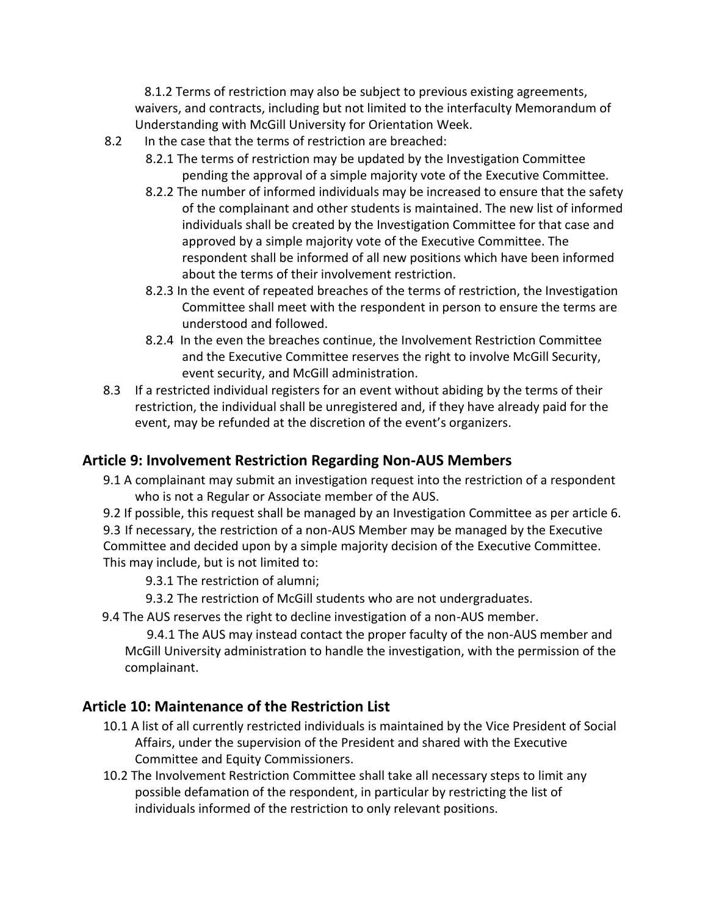8.1.2 Terms of restriction may also be subject to previous existing agreements, waivers, and contracts, including but not limited to the interfaculty Memorandum of Understanding with McGill University for Orientation Week.

8.2 In the case that the terms of restriction are breached:

8.2.1 The terms of restriction may be updated by the Investigation Committee pending the approval of a simple majority vote of the Executive Committee.

8.2.2 The number of informed individuals may be increased to ensure that the safety of the complainant and other students is maintained. The new list of informed individuals shall be created by the Investigation Committee for that case and approved by a simple majority vote of the Executive Committee. The respondent shall be informed of all new positions which have been informed about the terms of their involvement restriction.

8.2.3 In the event of repeated breaches of the terms of restriction, the Investigation Committee shall meet with the respondent in person to ensure the terms are understood and followed.

8.2.4 In the even the breaches continue, the Involvement Restriction Committee and the Executive Committee reserves the right to involve McGill Security, event security, and McGill administration.

8.3 If a restricted individual registers for an event without abiding by the terms of their restriction, the individual shall be unregistered and, if they have already paid for the event, may be refunded at the discretion of the event's organizers.

## Article 9: Involvement Restriction Regarding Non-AUS Members

9.1 A complainant may submit an investigation request into the restriction of a respondent who is not a Regular or Associate member of the AUS.

9.2 If possible, this request shall be managed by an Investigation Committee as per article 6.

9.3 If necessary, the restriction of a non-AUS Member may be managed by the Executive Committee and decided upon by a simple majority decision of the Executive Committee. This may include, but is not limited to:

9.3.1 The restriction of alumni;

9.3.2 The restriction of McGill students who are not undergraduates.

9.4 The AUS reserves the right to decline investigation of a non-AUS member.

9.4.1 The AUS may instead contact the proper faculty of the non-AUS member and McGill University administration to handle the investigation, with the permission of the complainant.

## Article 10: Maintenance of the Restriction List

10.1 A list of all currently restricted individuals is maintained by the Vice President of Social Affairs, under the supervision of the President and shared with the Executive Committee and Equity Commissioners.

10.2 The Involvement Restriction Committee shall take all necessary steps to limit any possible defamation of the respondent, in particular by restricting the list of individuals informed of the restriction to only relevant positions.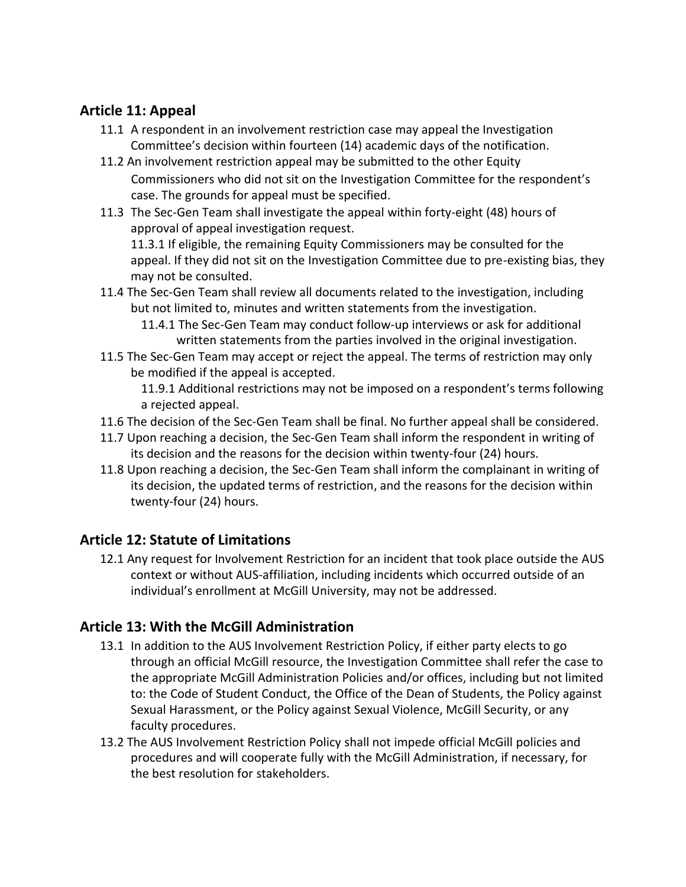## Article 11: Appeal

11.1 A respondent in an involvement restriction case may appeal the Investigation Committee's decision within fourteen (14) academic days of the notification.

11.2 An involvement restriction appeal may be submitted to the other Equity Commissioners who did not sit on the Investigation Committee for the respondent's case. The grounds for appeal must be specified.

11.3 The Sec-Gen Team shall investigate the appeal within forty-eight (48) hours of approval of appeal investigation request.

> 11.3.1 If eligible, the remaining Equity Commissioners may be consulted for the appeal. If they did not sit on the Investigation Committee due to pre-existing bias, they may not be consulted.

11.4 The Sec-Gen Team shall review all documents related to the investigation, including but not limited to, minutes and written statements from the investigation.

> 11.4.1 The Sec-Gen Team may conduct follow-up interviews or ask for additional written statements from the parties involved in the original investigation.

11.5 The Sec-Gen Team may accept or reject the appeal. The terms of restriction may only be modified if the appeal is accepted.

> 11.9.1 Additional restrictions may not be imposed on a respondent's terms following a rejected appeal.

11.6 The decision of the Sec-Gen Team shall be final. No further appeal shall be considered.

11.7 Upon reaching a decision, the Sec-Gen Team shall inform the respondent in writing of its decision and the reasons for the decision within twenty-four (24) hours.

11.8 Upon reaching a decision, the Sec-Gen Team shall inform the complainant in writing of its decision, the updated terms of restriction, and the reasons for the decision within twenty-four (24) hours.

## Article 12: Statute of Limitations

12.1 Any request for Involvement Restriction for an incident that took place outside the AUS context or without AUS-affiliation, including incidents which occurred outside of an individual's enrollment at McGill University, may not be addressed.

## Article 13: With the McGill Administration

13.1 In addition to the AUS Involvement Restriction Policy, if either party elects to go through an official McGill resource, the Investigation Committee shall refer the case to the appropriate McGill Administration Policies and/or offices, including but not limited to: the Code of Student Conduct, the Office of the Dean of Students, the Policy against Sexual Harassment, or the Policy against Sexual Violence, McGill Security, or any faculty procedures.

13.2 The AUS Involvement Restriction Policy shall not impede official McGill policies and procedures and will cooperate fully with the McGill Administration, if necessary, for the best resolution for stakeholders.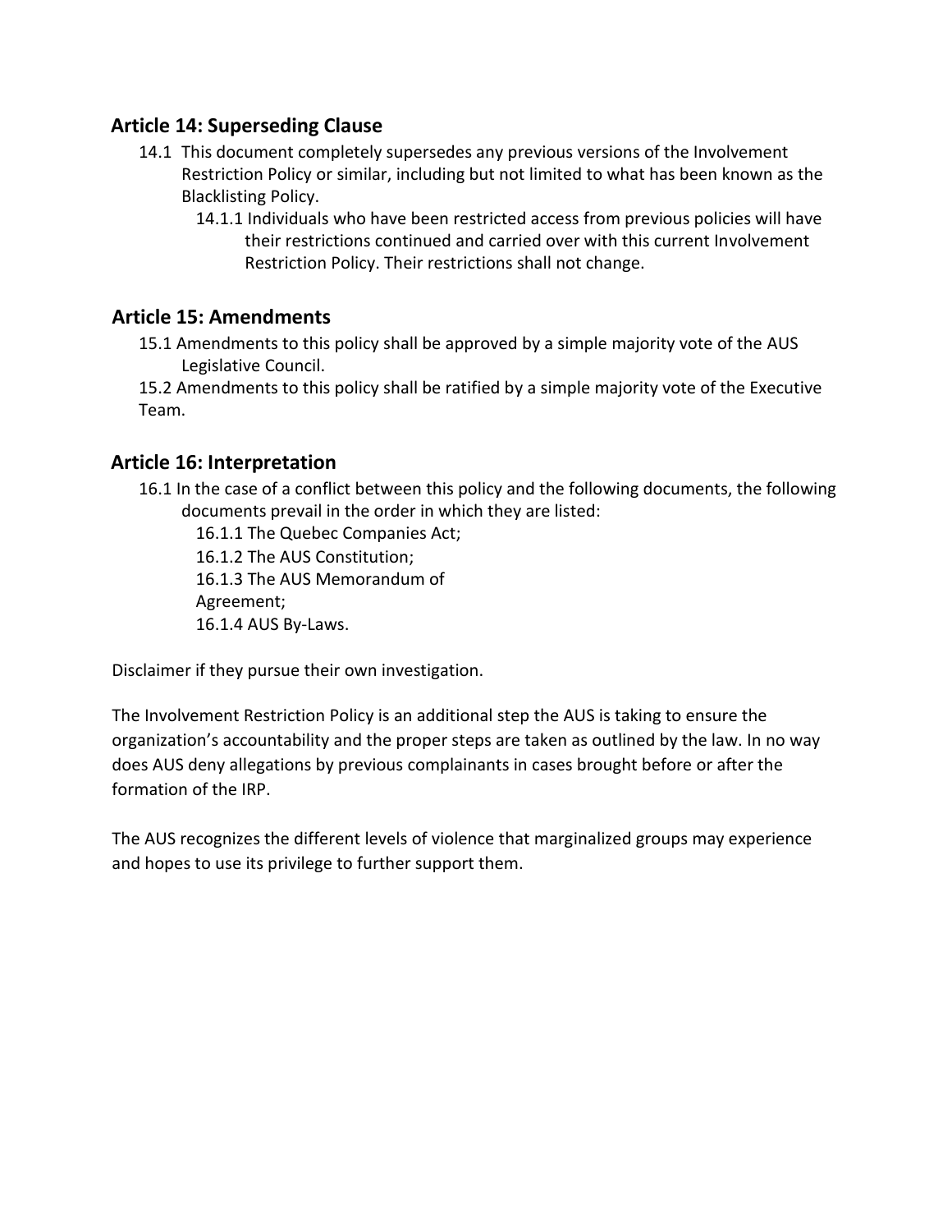## Article 14: Superseding Clause

14.1 This document completely supersedes any previous versions of the Involvement Restriction Policy or similar, including but not limited to what has been known as the Blacklisting Policy.

14.1.1 Individuals who have been restricted access from previous policies will have their restrictions continued and carried over with this current Involvement Restriction Policy. Their restrictions shall not change.

## Article 15: Amendments

15.1 Amendments to this policy shall be approved by a simple majority vote of the AUS Legislative Council.

15.2 Amendments to this policy shall be ratified by a simple majority vote of the Executive Team.

## Article 16: Interpretation

16.1 In the case of a conflict between this policy and the following documents, the following documents prevail in the order in which they are listed:

16.1.1 The Quebec Companies Act;

16.1.2 The AUS Constitution;

16.1.3 The AUS Memorandum of Agreement;

16.1.4 AUS By-Laws.

Disclaimer if they pursue their own investigation.

The Involvement Restriction Policy is an additional step the AUS is taking to ensure the organization's accountability and the proper steps are taken as outlined by the law. In no way does AUS deny allegations by previous complainants in cases brought before or after the formation of the IRP.

The AUS recognizes the different levels of violence that marginalized groups may experience and hopes to use its privilege to further support them.